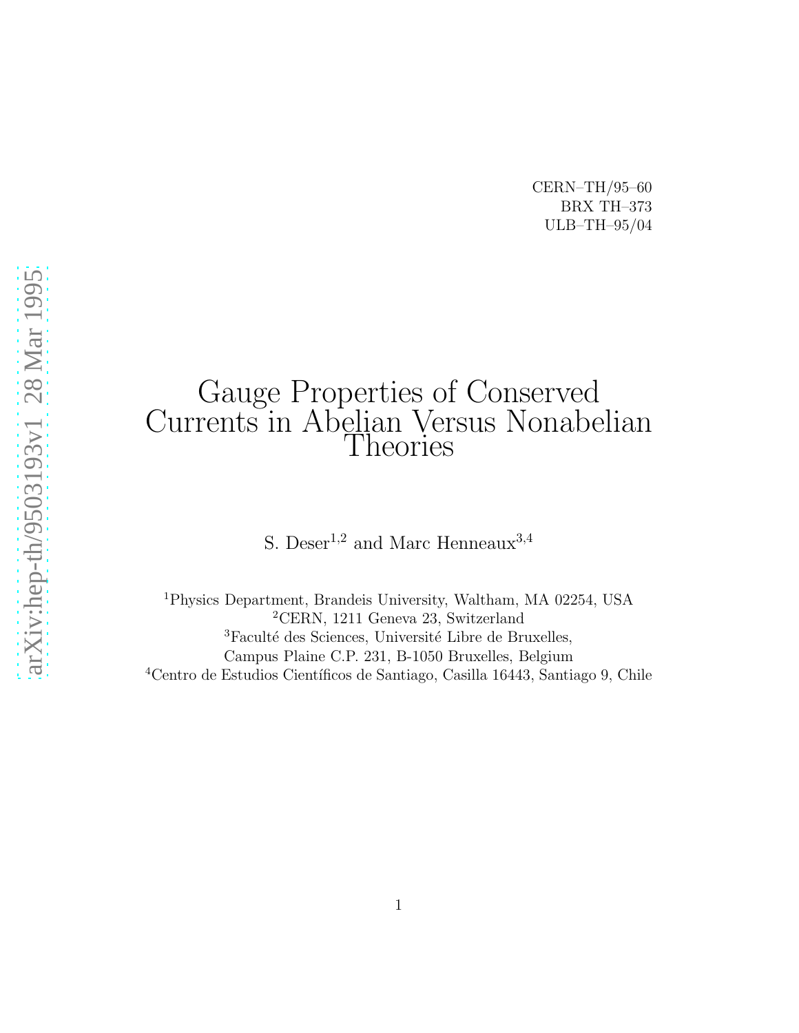CERN–TH/95–60
BRX TH–373
ULB–TH–95/04

# Gauge Properties of Conserved Currents in Abelian Versus Nonabelian Theories

S. Deser[1,2] and Marc Henneaux[3,4]

[1]Physics Department, Brandeis University, Waltham, MA 02254, USA
[2]CERN, 1211 Geneva 23, Switzerland
[3]Faculté des Sciences, Université Libre de Bruxelles,
Campus Plaine C.P. 231, B-1050 Bruxelles, Belgium
[4]Centro de Estudios Científicos de Santiago, Casilla 16443, Santiago 9, Chile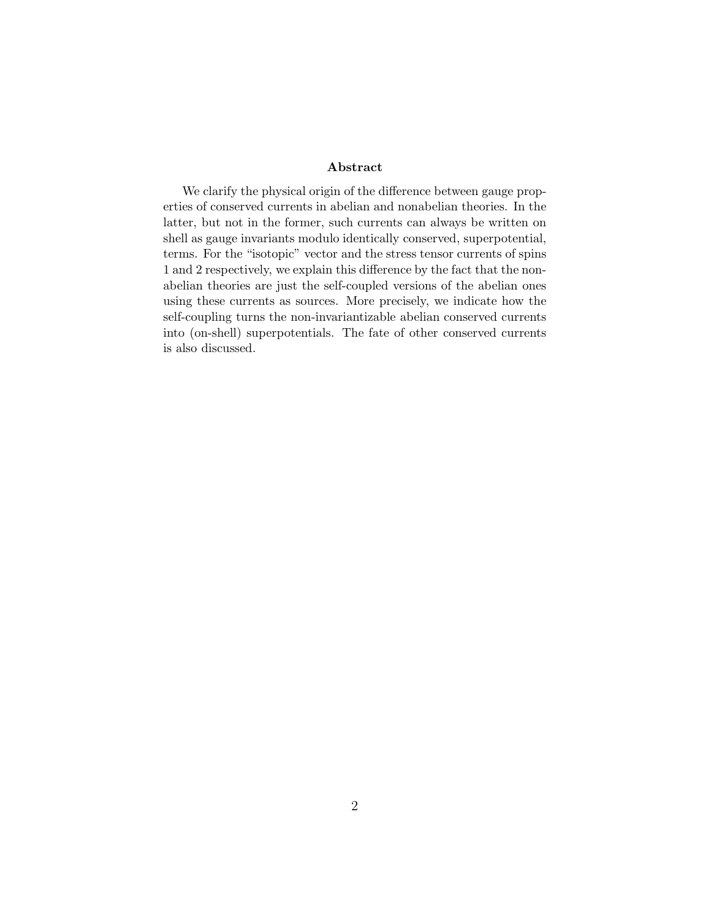## Abstract

We clarify the physical origin of the difference between gauge properties of conserved currents in abelian and nonabelian theories. In the latter, but not in the former, such currents can always be written on shell as gauge invariants modulo identically conserved, superpotential, terms. For the "isotopic" vector and the stress tensor currents of spins 1 and 2 respectively, we explain this difference by the fact that the nonabelian theories are just the self-coupled versions of the abelian ones using these currents as sources. More precisely, we indicate how the self-coupling turns the non-invariantizable abelian conserved currents into (on-shell) superpotentials. The fate of other conserved currents is also discussed.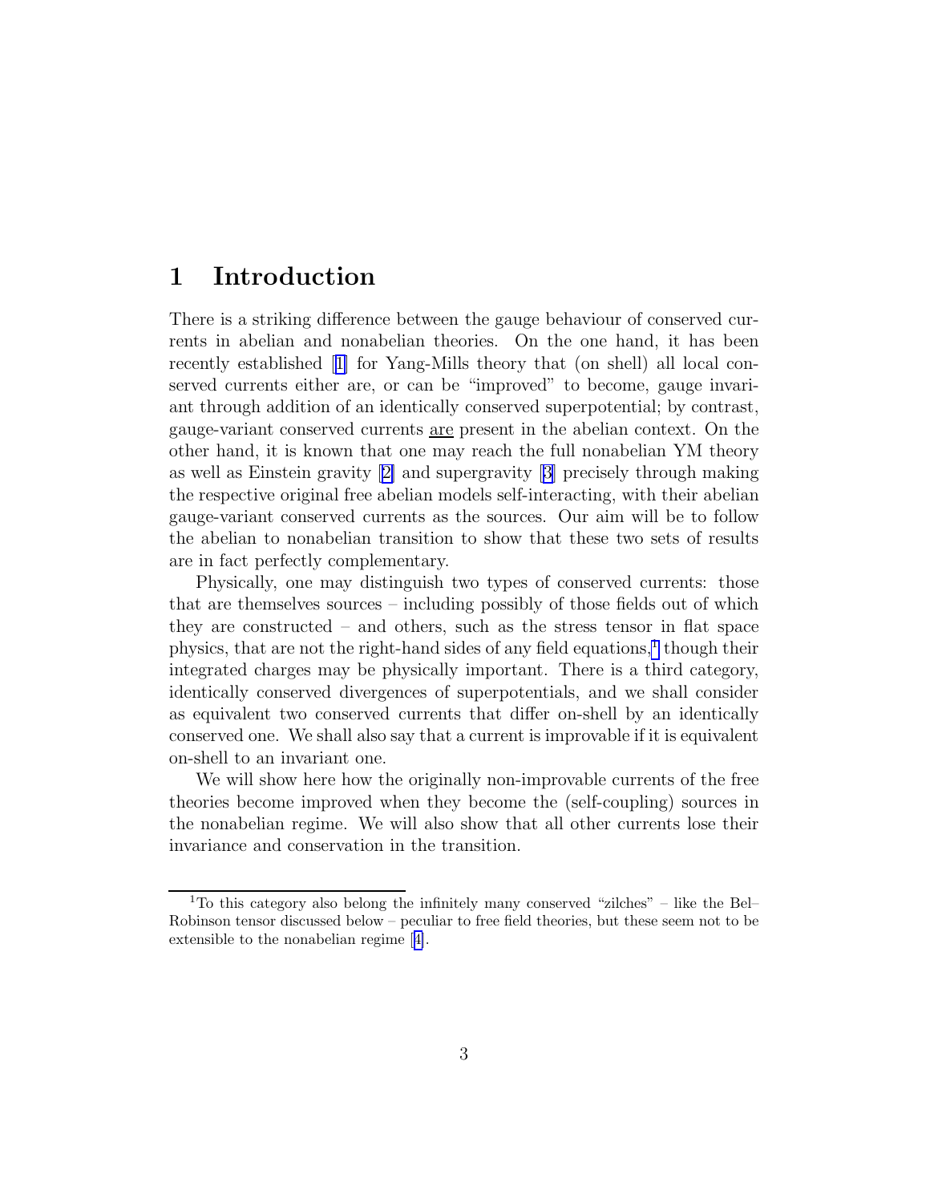# 1 Introduction

There is a striking difference between the gauge behaviour of conserved currents in abelian and nonabelian theories. On the one hand, it has been recently established [1] for Yang-Mills theory that (on shell) all local conserved currents either are, or can be "improved" to become, gauge invariant through addition of an identically conserved superpotential; by contrast, gauge-variant conserved currents <u>are</u> present in the abelian context. On the other hand, it is known that one may reach the full nonabelian YM theory as well as Einstein gravity [2] and supergravity [3] precisely through making the respective original free abelian models self-interacting, with their abelian gauge-variant conserved currents as the sources. Our aim will be to follow the abelian to nonabelian transition to show that these two sets of results are in fact perfectly complementary.

Physically, one may distinguish two types of conserved currents: those that are themselves sources – including possibly of those fields out of which they are constructed – and others, such as the stress tensor in flat space physics, that are not the right-hand sides of any field equations,[1] though their integrated charges may be physically important. There is a third category, identically conserved divergences of superpotentials, and we shall consider as equivalent two conserved currents that differ on-shell by an identically conserved one. We shall also say that a current is improvable if it is equivalent on-shell to an invariant one.

We will show here how the originally non-improvable currents of the free theories become improved when they become the (self-coupling) sources in the nonabelian regime. We will also show that all other currents lose their invariance and conservation in the transition.

---

[1] To this category also belong the infinitely many conserved "zilches" – like the Bel–Robinson tensor discussed below – peculiar to free field theories, but these seem not to be extensible to the nonabelian regime [4].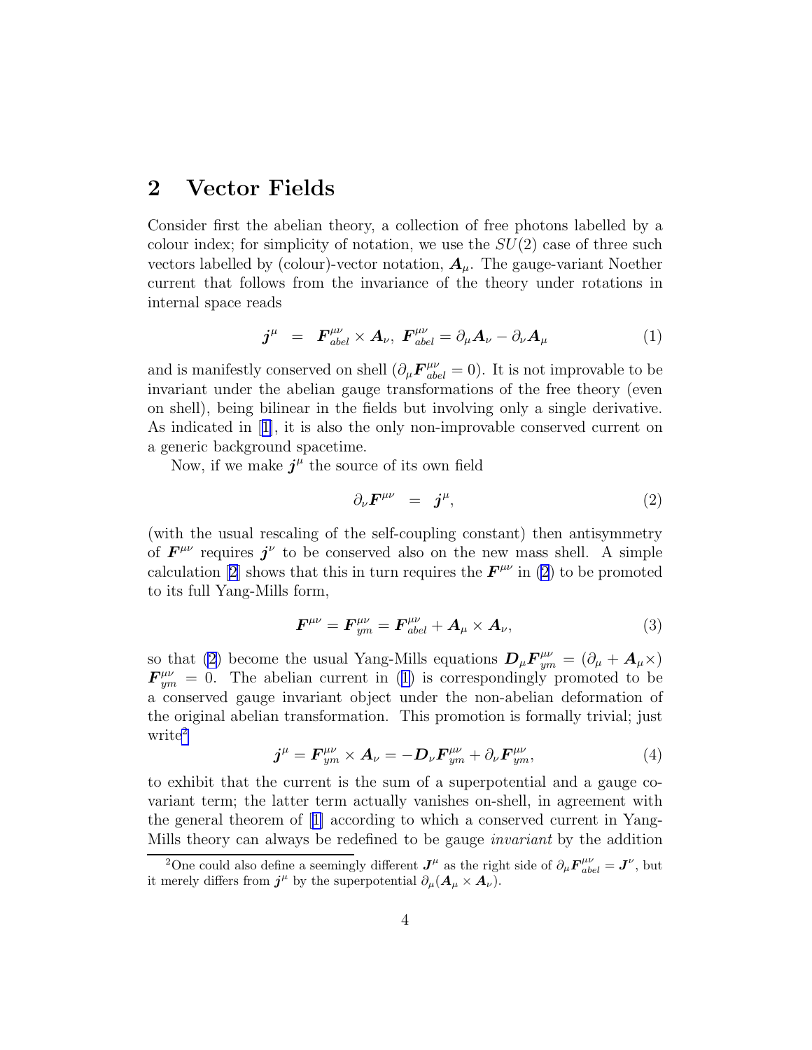## 2 Vector Fields

Consider first the abelian theory, a collection of free photons labelled by a colour index; for simplicity of notation, we use the $SU(2)$ case of three such vectors labelled by (colour)-vector notation, $\boldsymbol{A}_\mu$. The gauge-variant Noether current that follows from the invariance of the theory under rotations in internal space reads

$$\boldsymbol{j}^\mu \;=\; \boldsymbol{F}^{\mu\nu}_{abel} \times \boldsymbol{A}_\nu,\; \boldsymbol{F}^{\mu\nu}_{abel} = \partial_\mu \boldsymbol{A}_\nu - \partial_\nu \boldsymbol{A}_\mu \tag{1}$$

and is manifestly conserved on shell ($\partial_\mu \boldsymbol{F}^{\mu\nu}_{abel} = 0$). It is not improvable to be invariant under the abelian gauge transformations of the free theory (even on shell), being bilinear in the fields but involving only a single derivative. As indicated in [1], it is also the only non-improvable conserved current on a generic background spacetime.

Now, if we make $\boldsymbol{j}^\mu$ the source of its own field

$$\partial_\nu \boldsymbol{F}^{\mu\nu} \;=\; \boldsymbol{j}^\mu, \tag{2}$$

(with the usual rescaling of the self-coupling constant) then antisymmetry of $\boldsymbol{F}^{\mu\nu}$ requires $\boldsymbol{j}^\nu$ to be conserved also on the new mass shell. A simple calculation [2] shows that this in turn requires the $\boldsymbol{F}^{\mu\nu}$ in (2) to be promoted to its full Yang-Mills form,

$$\boldsymbol{F}^{\mu\nu} = \boldsymbol{F}^{\mu\nu}_{ym} = \boldsymbol{F}^{\mu\nu}_{abel} + \boldsymbol{A}_\mu \times \boldsymbol{A}_\nu, \tag{3}$$

so that (2) become the usual Yang-Mills equations $\boldsymbol{D}_\mu \boldsymbol{F}^{\mu\nu}_{ym} = (\partial_\mu + \boldsymbol{A}_\mu \times)\, \boldsymbol{F}^{\mu\nu}_{ym} = 0$. The abelian current in (1) is correspondingly promoted to be a conserved gauge invariant object under the non-abelian deformation of the original abelian transformation. This promotion is formally trivial; just write[2]

$$\boldsymbol{j}^\mu = \boldsymbol{F}^{\mu\nu}_{ym} \times \boldsymbol{A}_\nu = -\boldsymbol{D}_\nu \boldsymbol{F}^{\mu\nu}_{ym} + \partial_\nu \boldsymbol{F}^{\mu\nu}_{ym}, \tag{4}$$

to exhibit that the current is the sum of a superpotential and a gauge covariant term; the latter term actually vanishes on-shell, in agreement with the general theorem of [1] according to which a conserved current in Yang-Mills theory can always be redefined to be gauge *invariant* by the addition

[2]One could also define a seemingly different $\boldsymbol{J}^\mu$ as the right side of $\partial_\mu \boldsymbol{F}^{\mu\nu}_{abel} = \boldsymbol{J}^\nu$, but it merely differs from $\boldsymbol{j}^\mu$ by the superpotential $\partial_\mu(\boldsymbol{A}_\mu \times \boldsymbol{A}_\nu)$.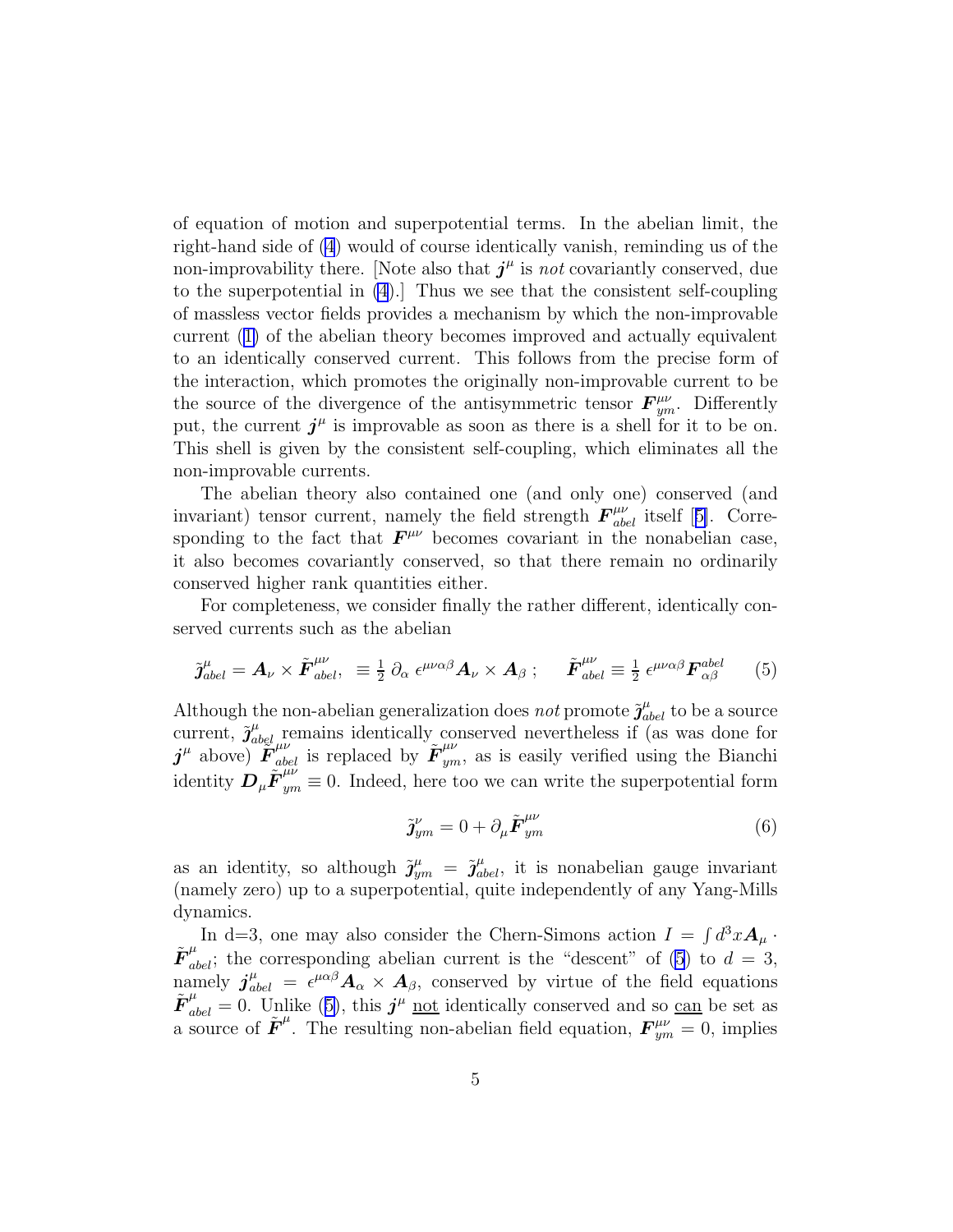of equation of motion and superpotential terms. In the abelian limit, the right-hand side of (4) would of course identically vanish, reminding us of the non-improvability there. [Note also that $\boldsymbol{j}^\mu$ is *not* covariantly conserved, due to the superpotential in (4).] Thus we see that the consistent self-coupling of massless vector fields provides a mechanism by which the non-improvable current (1) of the abelian theory becomes improved and actually equivalent to an identically conserved current. This follows from the precise form of the interaction, which promotes the originally non-improvable current to be the source of the divergence of the antisymmetric tensor $\boldsymbol{F}^{\mu\nu}_{ym}$. Differently put, the current $\boldsymbol{j}^\mu$ is improvable as soon as there is a shell for it to be on. This shell is given by the consistent self-coupling, which eliminates all the non-improvable currents.

The abelian theory also contained one (and only one) conserved (and invariant) tensor current, namely the field strength $\boldsymbol{F}^{\mu\nu}_{abel}$ itself [5]. Corresponding to the fact that $\boldsymbol{F}^{\mu\nu}$ becomes covariant in the nonabelian case, it also becomes covariantly conserved, so that there remain no ordinarily conserved higher rank quantities either.

For completeness, we consider finally the rather different, identically conserved currents such as the abelian

$$\tilde{\boldsymbol{j}}^\mu_{abel} = \boldsymbol{A}_\nu \times \tilde{\boldsymbol{F}}^{\mu\nu}_{abel}, \;\equiv \tfrac{1}{2}\,\partial_\alpha\,\epsilon^{\mu\nu\alpha\beta}\boldsymbol{A}_\nu \times \boldsymbol{A}_\beta\,; \qquad \tilde{\boldsymbol{F}}^{\mu\nu}_{abel} \equiv \tfrac{1}{2}\,\epsilon^{\mu\nu\alpha\beta}\boldsymbol{F}^{abel}_{\alpha\beta} \tag{5}$$

Although the non-abelian generalization does *not* promote $\tilde{\boldsymbol{j}}^\mu_{abel}$ to be a source current, $\tilde{\boldsymbol{j}}^\mu_{abel}$ remains identically conserved nevertheless if (as was done for $\boldsymbol{j}^\mu$ above) $\tilde{\boldsymbol{F}}^{\mu\nu}_{abel}$ is replaced by $\tilde{\boldsymbol{F}}^{\mu\nu}_{ym}$, as is easily verified using the Bianchi identity $\boldsymbol{D}_\mu \tilde{\boldsymbol{F}}^{\mu\nu}_{ym} \equiv 0$. Indeed, here too we can write the superpotential form

$$\tilde{\boldsymbol{j}}^\nu_{ym} = 0 + \partial_\mu \tilde{\boldsymbol{F}}^{\mu\nu}_{ym} \tag{6}$$

as an identity, so although $\tilde{\boldsymbol{j}}^\mu_{ym} = \tilde{\boldsymbol{j}}^\mu_{abel}$, it is nonabelian gauge invariant (namely zero) up to a superpotential, quite independently of any Yang-Mills dynamics.

In d=3, one may also consider the Chern-Simons action $I = \int d^3x \boldsymbol{A}_\mu \cdot \tilde{\boldsymbol{F}}^\mu_{abel}$; the corresponding abelian current is the "descent" of (5) to $d = 3$, namely $\boldsymbol{j}^\mu_{abel} = \epsilon^{\mu\alpha\beta}\boldsymbol{A}_\alpha \times \boldsymbol{A}_\beta$, conserved by virtue of the field equations $\tilde{\boldsymbol{F}}^\mu_{abel} = 0$. Unlike (5), this $\boldsymbol{j}^\mu$ <u>not</u> identically conserved and so <u>can</u> be set as a source of $\tilde{\boldsymbol{F}}^\mu$. The resulting non-abelian field equation, $\boldsymbol{F}^{\mu\nu}_{ym} = 0$, implies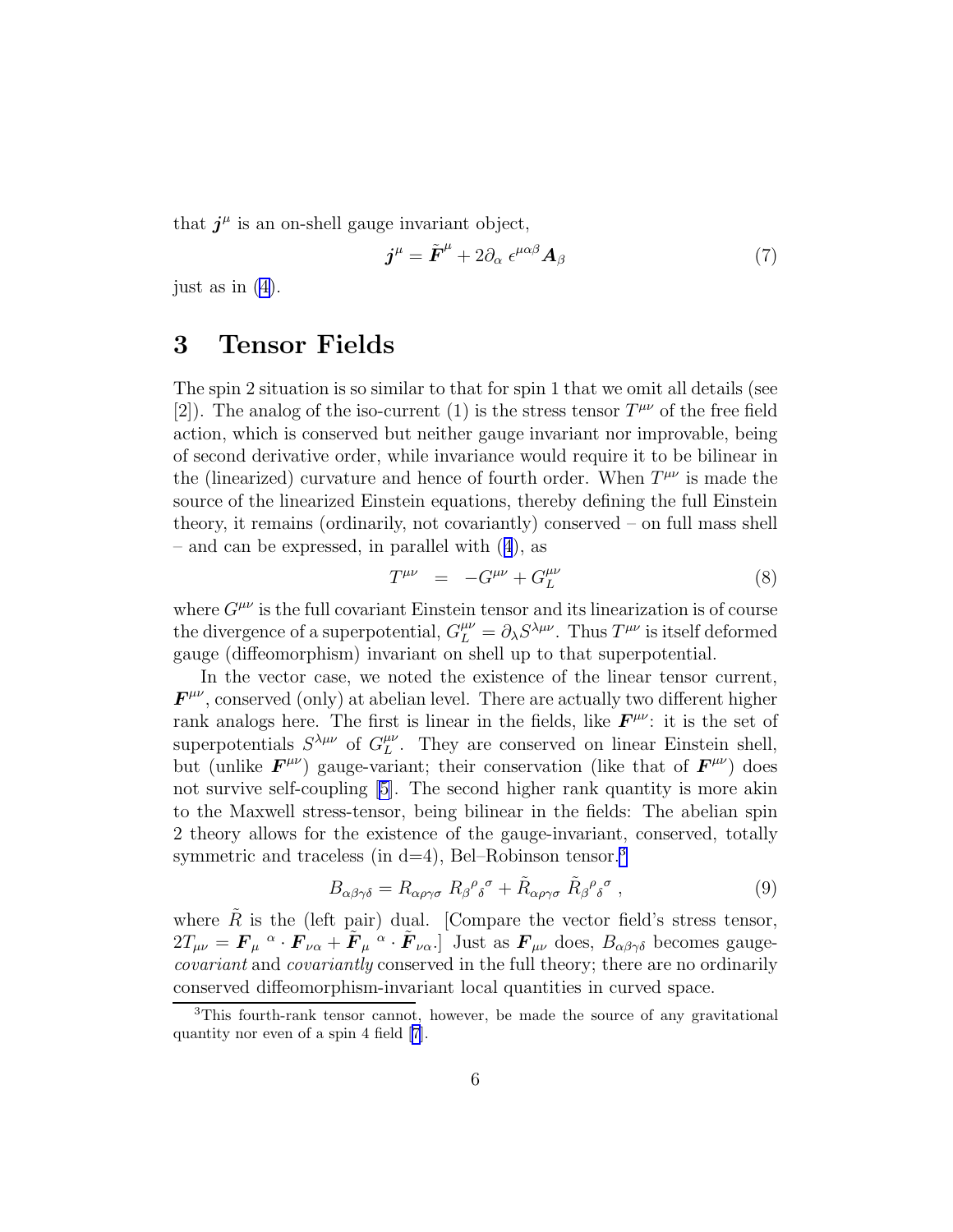that $\boldsymbol{j}^\mu$ is an on-shell gauge invariant object,

$$\boldsymbol{j}^\mu = \tilde{\boldsymbol{F}}^\mu + 2\partial_\alpha\ \epsilon^{\mu\alpha\beta}\boldsymbol{A}_\beta \tag{7}$$

just as in (4).

# 3 Tensor Fields

The spin 2 situation is so similar to that for spin 1 that we omit all details (see [2]). The analog of the iso-current (1) is the stress tensor $T^{\mu\nu}$ of the free field action, which is conserved but neither gauge invariant nor improvable, being of second derivative order, while invariance would require it to be bilinear in the (linearized) curvature and hence of fourth order. When $T^{\mu\nu}$ is made the source of the linearized Einstein equations, thereby defining the full Einstein theory, it remains (ordinarily, not covariantly) conserved – on full mass shell – and can be expressed, in parallel with (4), as

$$T^{\mu\nu} \;\; = \;\; -G^{\mu\nu} + G_L^{\mu\nu} \tag{8}$$

where $G^{\mu\nu}$ is the full covariant Einstein tensor and its linearization is of course the divergence of a superpotential, $G_L^{\mu\nu} = \partial_\lambda S^{\lambda\mu\nu}$. Thus $T^{\mu\nu}$ is itself deformed gauge (diffeomorphism) invariant on shell up to that superpotential.

In the vector case, we noted the existence of the linear tensor current, $\boldsymbol{F}^{\mu\nu}$, conserved (only) at abelian level. There are actually two different higher rank analogs here. The first is linear in the fields, like $\boldsymbol{F}^{\mu\nu}$: it is the set of superpotentials $S^{\lambda\mu\nu}$ of $G_L^{\mu\nu}$. They are conserved on linear Einstein shell, but (unlike $\boldsymbol{F}^{\mu\nu}$) gauge-variant; their conservation (like that of $\boldsymbol{F}^{\mu\nu}$) does not survive self-coupling [5]. The second higher rank quantity is more akin to the Maxwell stress-tensor, being bilinear in the fields: The abelian spin 2 theory allows for the existence of the gauge-invariant, conserved, totally symmetric and traceless (in d=4), Bel–Robinson tensor.[3]

$$B_{\alpha\beta\gamma\delta} = R_{\alpha\rho\gamma\sigma}\ R_\beta{}^\rho{}_\delta{}^\sigma + \tilde{R}_{\alpha\rho\gamma\sigma}\ \tilde{R}_\beta{}^\rho{}_\delta{}^\sigma\ , \tag{9}$$

where $\tilde{R}$ is the (left pair) dual. [Compare the vector field's stress tensor, $2T_{\mu\nu} = \boldsymbol{F}_\mu{}^\alpha \cdot \boldsymbol{F}_{\nu\alpha} + \tilde{\boldsymbol{F}}_\mu{}^\alpha \cdot \tilde{\boldsymbol{F}}_{\nu\alpha}$.] Just as $\boldsymbol{F}_{\mu\nu}$ does, $B_{\alpha\beta\gamma\delta}$ becomes gauge-*covariant* and *covariantly* conserved in the full theory; there are no ordinarily conserved diffeomorphism-invariant local quantities in curved space.

[3] This fourth-rank tensor cannot, however, be made the source of any gravitational quantity nor even of a spin 4 field [7].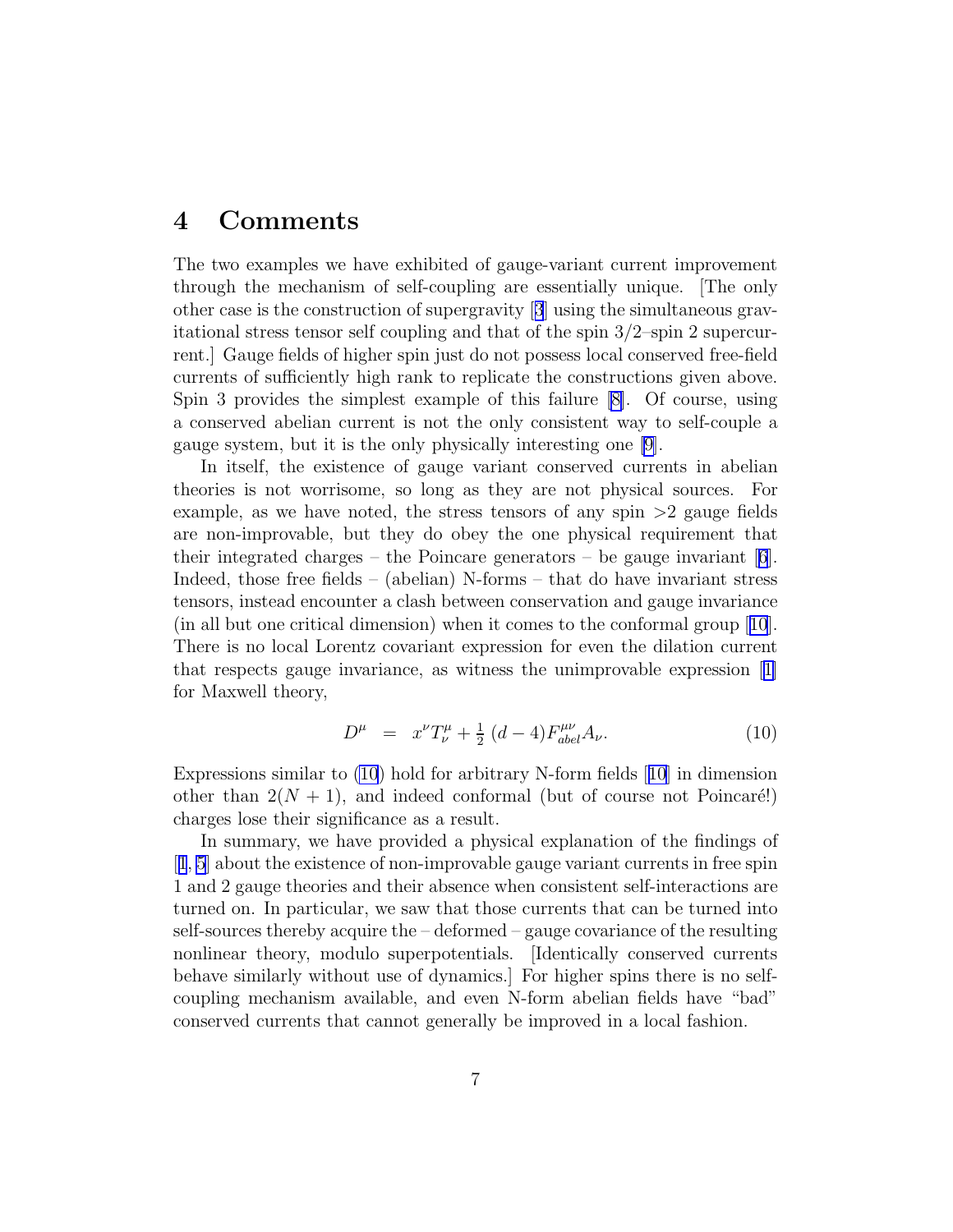## 4 Comments

The two examples we have exhibited of gauge-variant current improvement through the mechanism of self-coupling are essentially unique. [The only other case is the construction of supergravity [3] using the simultaneous gravitational stress tensor self coupling and that of the spin 3/2–spin 2 supercurrent.] Gauge fields of higher spin just do not possess local conserved free-field currents of sufficiently high rank to replicate the constructions given above. Spin 3 provides the simplest example of this failure [8]. Of course, using a conserved abelian current is not the only consistent way to self-couple a gauge system, but it is the only physically interesting one [9].

In itself, the existence of gauge variant conserved currents in abelian theories is not worrisome, so long as they are not physical sources. For example, as we have noted, the stress tensors of any spin >2 gauge fields are non-improvable, but they do obey the one physical requirement that their integrated charges – the Poincare generators – be gauge invariant [6]. Indeed, those free fields – (abelian) N-forms – that do have invariant stress tensors, instead encounter a clash between conservation and gauge invariance (in all but one critical dimension) when it comes to the conformal group [10]. There is no local Lorentz covariant expression for even the dilation current that respects gauge invariance, as witness the unimprovable expression [1] for Maxwell theory,

$$D^{\mu} \;\; = \;\; x^{\nu} T^{\mu}_{\nu} + \tfrac{1}{2}\,(d-4) F^{\mu\nu}_{abel} A_{\nu}. \tag{10}$$

Expressions similar to (10) hold for arbitrary N-form fields [10] in dimension other than $2(N+1)$, and indeed conformal (but of course not Poincaré!) charges lose their significance as a result.

In summary, we have provided a physical explanation of the findings of [1, 5] about the existence of non-improvable gauge variant currents in free spin 1 and 2 gauge theories and their absence when consistent self-interactions are turned on. In particular, we saw that those currents that can be turned into self-sources thereby acquire the – deformed – gauge covariance of the resulting nonlinear theory, modulo superpotentials. [Identically conserved currents behave similarly without use of dynamics.] For higher spins there is no self-coupling mechanism available, and even N-form abelian fields have "bad" conserved currents that cannot generally be improved in a local fashion.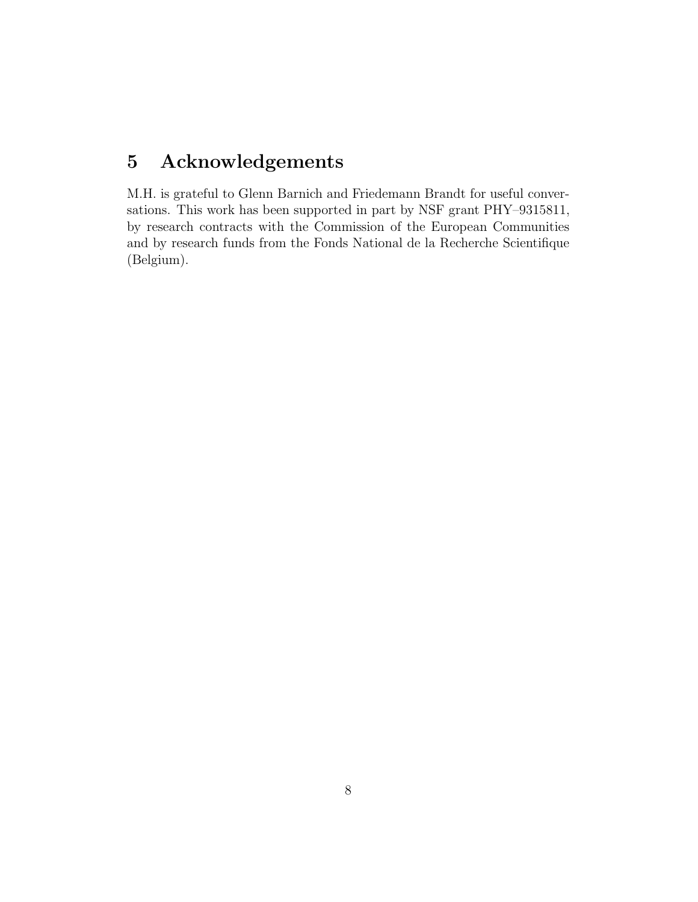## 5 Acknowledgements

M.H. is grateful to Glenn Barnich and Friedemann Brandt for useful conversations. This work has been supported in part by NSF grant PHY–9315811, by research contracts with the Commission of the European Communities and by research funds from the Fonds National de la Recherche Scientifique (Belgium).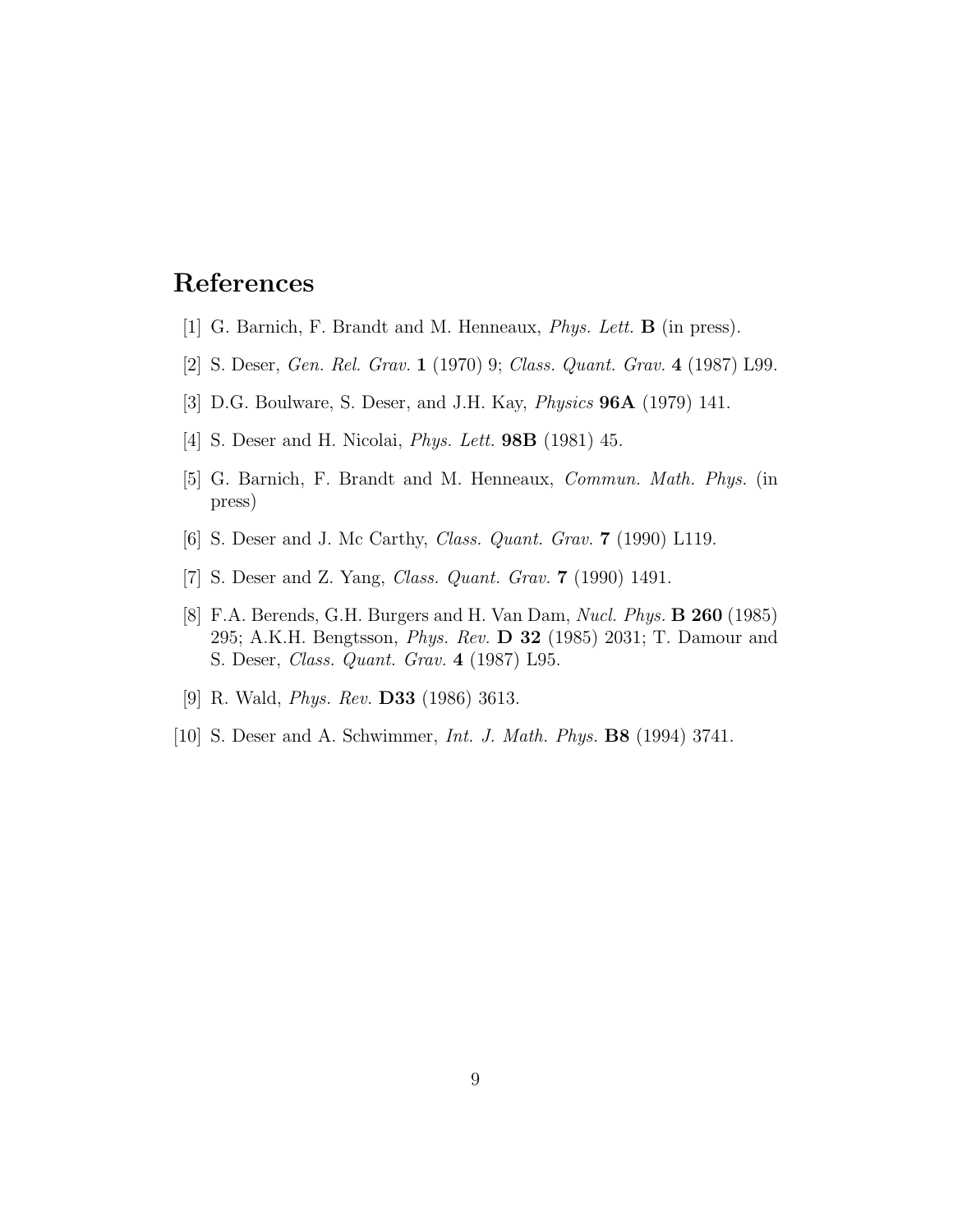# References

[1] G. Barnich, F. Brandt and M. Henneaux, *Phys. Lett.* **B** (in press).

[2] S. Deser, *Gen. Rel. Grav.* **1** (1970) 9; *Class. Quant. Grav.* **4** (1987) L99.

[3] D.G. Boulware, S. Deser, and J.H. Kay, *Physics* **96A** (1979) 141.

[4] S. Deser and H. Nicolai, *Phys. Lett.* **98B** (1981) 45.

[5] G. Barnich, F. Brandt and M. Henneaux, *Commun. Math. Phys.* (in press)

[6] S. Deser and J. Mc Carthy, *Class. Quant. Grav.* **7** (1990) L119.

[7] S. Deser and Z. Yang, *Class. Quant. Grav.* **7** (1990) 1491.

[8] F.A. Berends, G.H. Burgers and H. Van Dam, *Nucl. Phys.* **B 260** (1985) 295; A.K.H. Bengtsson, *Phys. Rev.* **D 32** (1985) 2031; T. Damour and S. Deser, *Class. Quant. Grav.* **4** (1987) L95.

[9] R. Wald, *Phys. Rev.* **D33** (1986) 3613.

[10] S. Deser and A. Schwimmer, *Int. J. Math. Phys.* **B8** (1994) 3741.